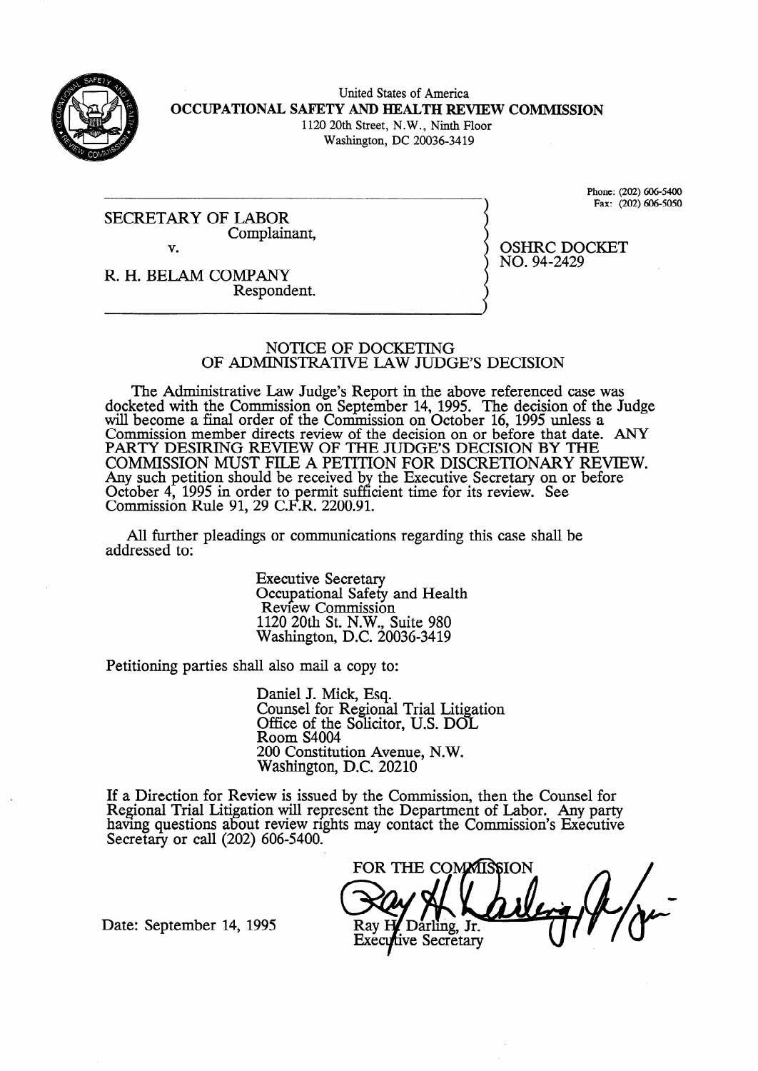United States of America

**OCCUPATIONAL SAFETY AND HEALTH REVIEW COMMISSION**

1120 20th Street, N.W., Ninth Floor
Washington, DC 20036-3419

Phone: (202) 606-5400
Fax: (202) 606-5050

SECRETARY OF LABOR
Complainant,

v.

R. H. BELAM COMPANY
Respondent.

OSHRC DOCKET NO. 94-2429

## NOTICE OF DOCKETING OF ADMINISTRATIVE LAW JUDGE'S DECISION

The Administrative Law Judge's Report in the above referenced case was docketed with the Commission on September 14, 1995. The decision of the Judge will become a final order of the Commission on October 16, 1995 unless a Commission member directs review of the decision on or before that date. ANY PARTY DESIRING REVIEW OF THE JUDGE'S DECISION BY THE COMMISSION MUST FILE A PETITION FOR DISCRETIONARY REVIEW. Any such petition should be received by the Executive Secretary on or before October 4, 1995 in order to permit sufficient time for its review. See Commission Rule 91, 29 C.F.R. 2200.91.

All further pleadings or communications regarding this case shall be addressed to:

Executive Secretary
Occupational Safety and Health
Review Commission
1120 20th St. N.W., Suite 980
Washington, D.C. 20036-3419

Petitioning parties shall also mail a copy to:

Daniel J. Mick, Esq.
Counsel for Regional Trial Litigation
Office of the Solicitor, U.S. DOL
Room S4004
200 Constitution Avenue, N.W.
Washington, D.C. 20210

If a Direction for Review is issued by the Commission, then the Counsel for Regional Trial Litigation will represent the Department of Labor. Any party having questions about review rights may contact the Commission's Executive Secretary or call (202) 606-5400.

FOR THE COMMISSION

Ray H. Darling, Jr.
Executive Secretary

Date: September 14, 1995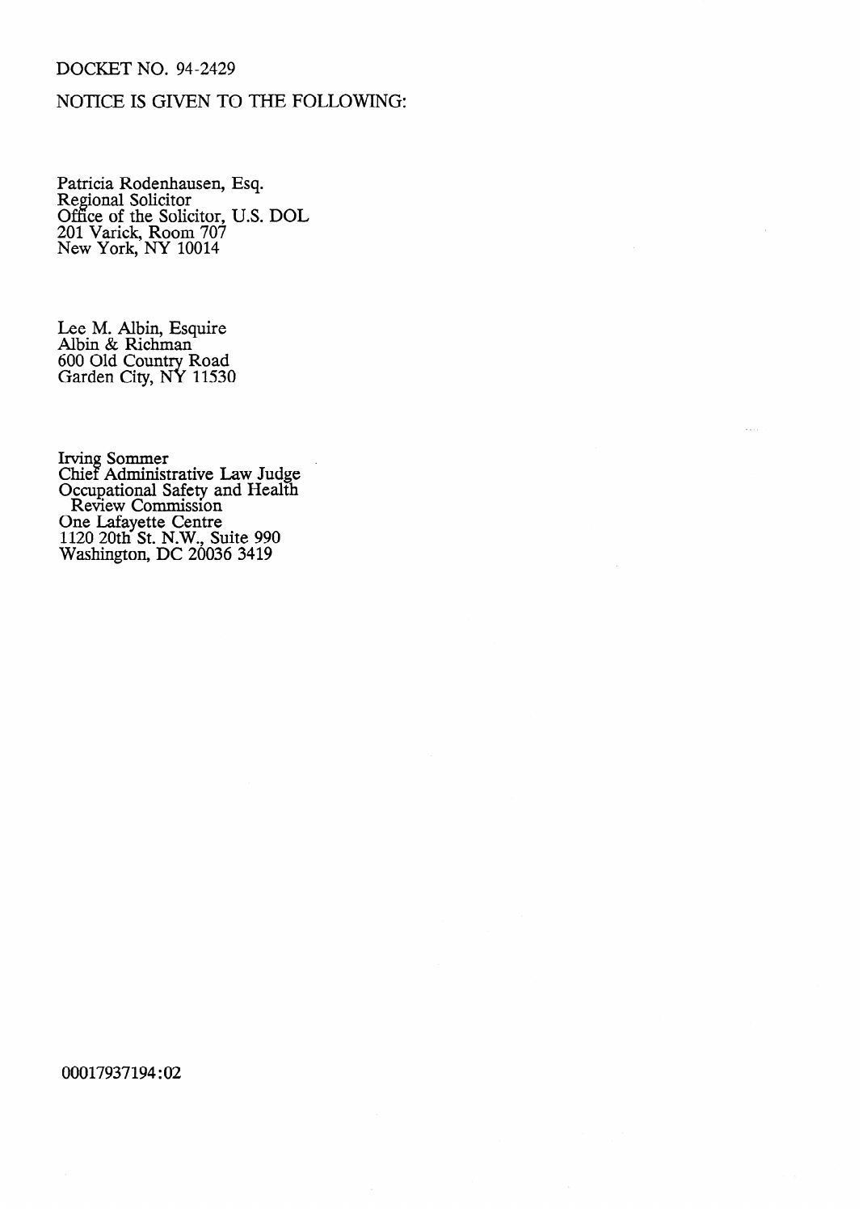DOCKET NO. 94-2429

NOTICE IS GIVEN TO THE FOLLOWING:

Patricia Rodenhausen, Esq.  
Regional Solicitor  
Office of the Solicitor, U.S. DOL  
201 Varick, Room 707  
New York, NY 10014

Lee M. Albin, Esquire  
Albin & Richman  
600 Old Country Road  
Garden City, NY 11530

Irving Sommer  
Chief Administrative Law Judge  
Occupational Safety and Health  
Review Commission  
One Lafayette Centre  
1120 20th St. N.W., Suite 990  
Washington, DC 20036 3419

00017937194:02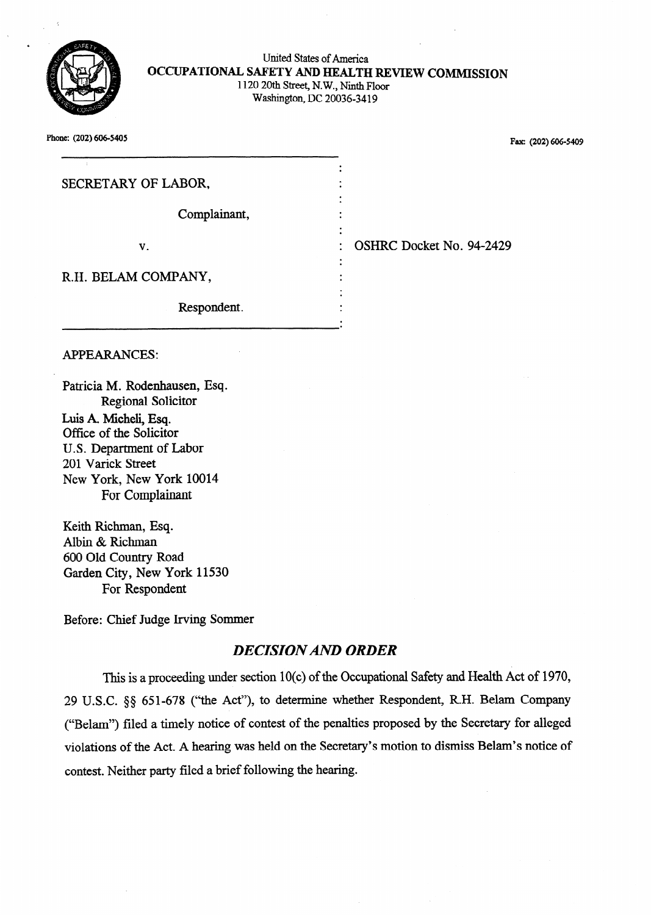United States of America
**OCCUPATIONAL SAFETY AND HEALTH REVIEW COMMISSION**
1120 20th Street, N.W., Ninth Floor
Washington, DC 20036-3419

Phone: (202) 606-5405

Fax: (202) 606-5409

| | |
|---|---|
| SECRETARY OF LABOR, Complainant, v. R.H. BELAM COMPANY, Respondent. | OSHRC Docket No. 94-2429 |

APPEARANCES:

Patricia M. Rodenhausen, Esq.
Regional Solicitor
Luis A. Micheli, Esq.
Office of the Solicitor
U.S. Department of Labor
201 Varick Street
New York, New York 10014
For Complainant

Keith Richman, Esq.
Albin & Richman
600 Old Country Road
Garden City, New York 11530
For Respondent

Before: Chief Judge Irving Sommer

## *DECISION AND ORDER*

This is a proceeding under section 10(c) of the Occupational Safety and Health Act of 1970, 29 U.S.C. §§ 651-678 ("the Act"), to determine whether Respondent, R.H. Belam Company ("Belam") filed a timely notice of contest of the penalties proposed by the Secretary for alleged violations of the Act. A hearing was held on the Secretary's motion to dismiss Belam's notice of contest. Neither party filed a brief following the hearing.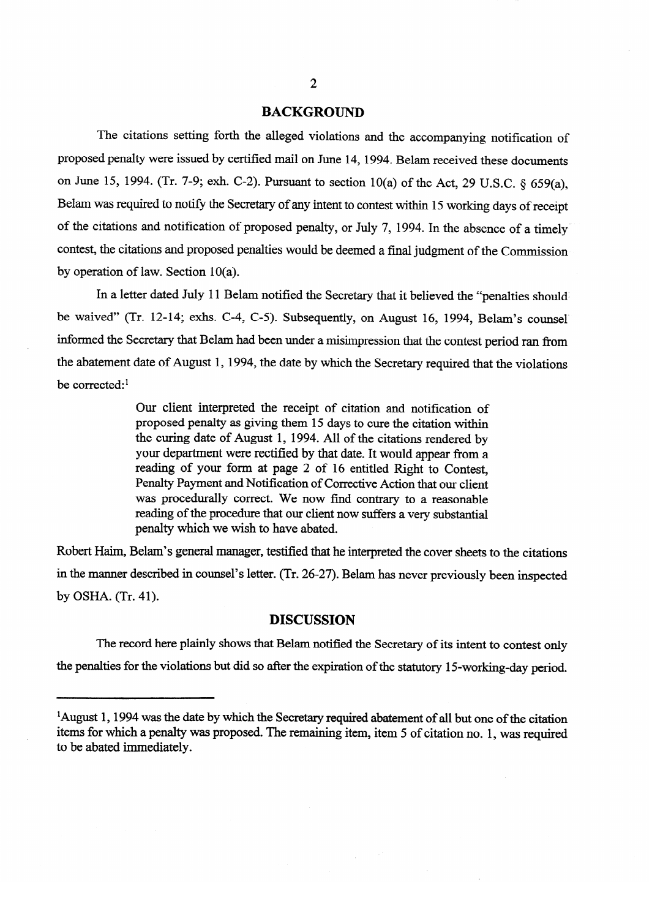## BACKGROUND

The citations setting forth the alleged violations and the accompanying notification of proposed penalty were issued by certified mail on June 14, 1994. Belam received these documents on June 15, 1994. (Tr. 7-9; exh. C-2). Pursuant to section 10(a) of the Act, 29 U.S.C. § 659(a), Belam was required to notify the Secretary of any intent to contest within 15 working days of receipt of the citations and notification of proposed penalty, or July 7, 1994. In the absence of a timely contest, the citations and proposed penalties would be deemed a final judgment of the Commission by operation of law. Section 10(a).

In a letter dated July 11 Belam notified the Secretary that it believed the "penalties should be waived" (Tr. 12-14; exhs. C-4, C-5). Subsequently, on August 16, 1994, Belam's counsel informed the Secretary that Belam had been under a misimpression that the contest period ran from the abatement date of August 1, 1994, the date by which the Secretary required that the violations be corrected:[1]

> Our client interpreted the receipt of citation and notification of proposed penalty as giving them 15 days to cure the citation within the curing date of August 1, 1994. All of the citations rendered by your department were rectified by that date. It would appear from a reading of your form at page 2 of 16 entitled Right to Contest, Penalty Payment and Notification of Corrective Action that our client was procedurally correct. We now find contrary to a reasonable reading of the procedure that our client now suffers a very substantial penalty which we wish to have abated.

Robert Haim, Belam's general manager, testified that he interpreted the cover sheets to the citations in the manner described in counsel's letter. (Tr. 26-27). Belam has never previously been inspected by OSHA. (Tr. 41).

## DISCUSSION

The record here plainly shows that Belam notified the Secretary of its intent to contest only the penalties for the violations but did so after the expiration of the statutory 15-working-day period.

---

[1] August 1, 1994 was the date by which the Secretary required abatement of all but one of the citation items for which a penalty was proposed. The remaining item, item 5 of citation no. 1, was required to be abated immediately.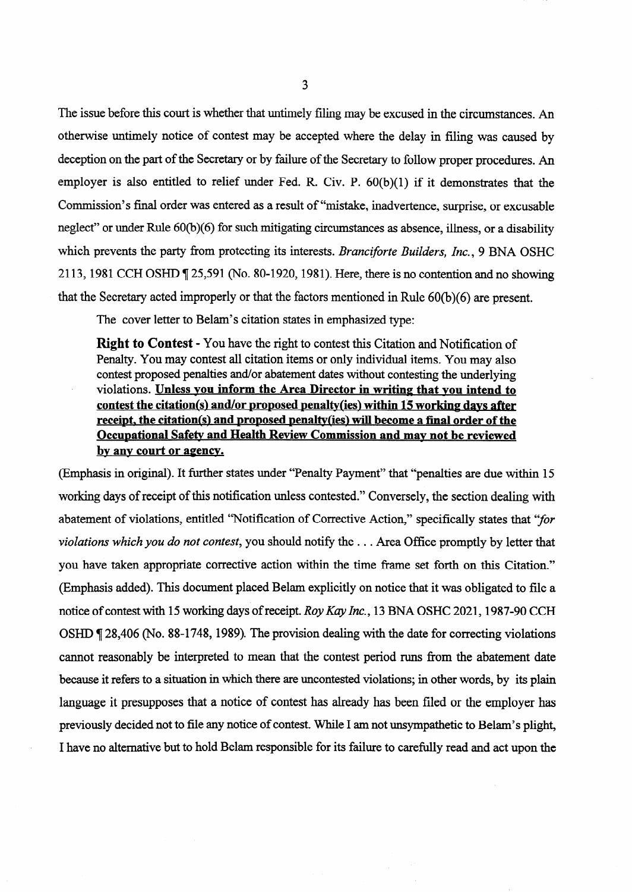The issue before this court is whether that untimely filing may be excused in the circumstances. An otherwise untimely notice of contest may be accepted where the delay in filing was caused by deception on the part of the Secretary or by failure of the Secretary to follow proper procedures. An employer is also entitled to relief under Fed. R. Civ. P. 60(b)(1) if it demonstrates that the Commission's final order was entered as a result of "mistake, inadvertence, surprise, or excusable neglect" or under Rule 60(b)(6) for such mitigating circumstances as absence, illness, or a disability which prevents the party from protecting its interests. *Branciforte Builders, Inc.*, 9 BNA OSHC 2113, 1981 CCH OSHD ¶ 25,591 (No. 80-1920, 1981). Here, there is no contention and no showing that the Secretary acted improperly or that the factors mentioned in Rule 60(b)(6) are present.

The cover letter to Belam's citation states in emphasized type:

> **Right to Contest** - You have the right to contest this Citation and Notification of Penalty. You may contest all citation items or only individual items. You may also contest proposed penalties and/or abatement dates without contesting the underlying violations. **Unless you inform the Area Director in writing that you intend to contest the citation(s) and/or proposed penalty(ies) within 15 working days after receipt, the citation(s) and proposed penalty(ies) will become a final order of the Occupational Safety and Health Review Commission and may not be reviewed by any court or agency.**

(Emphasis in original). It further states under "Penalty Payment" that "penalties are due within 15 working days of receipt of this notification unless contested." Conversely, the section dealing with abatement of violations, entitled "Notification of Corrective Action," specifically states that "*for violations which you do not contest*, you should notify the . . . Area Office promptly by letter that you have taken appropriate corrective action within the time frame set forth on this Citation." (Emphasis added). This document placed Belam explicitly on notice that it was obligated to file a notice of contest with 15 working days of receipt. *Roy Kay Inc.*, 13 BNA OSHC 2021, 1987-90 CCH OSHD ¶ 28,406 (No. 88-1748, 1989). The provision dealing with the date for correcting violations cannot reasonably be interpreted to mean that the contest period runs from the abatement date because it refers to a situation in which there are uncontested violations; in other words, by its plain language it presupposes that a notice of contest has already has been filed or the employer has previously decided not to file any notice of contest. While I am not unsympathetic to Belam's plight, I have no alternative but to hold Belam responsible for its failure to carefully read and act upon the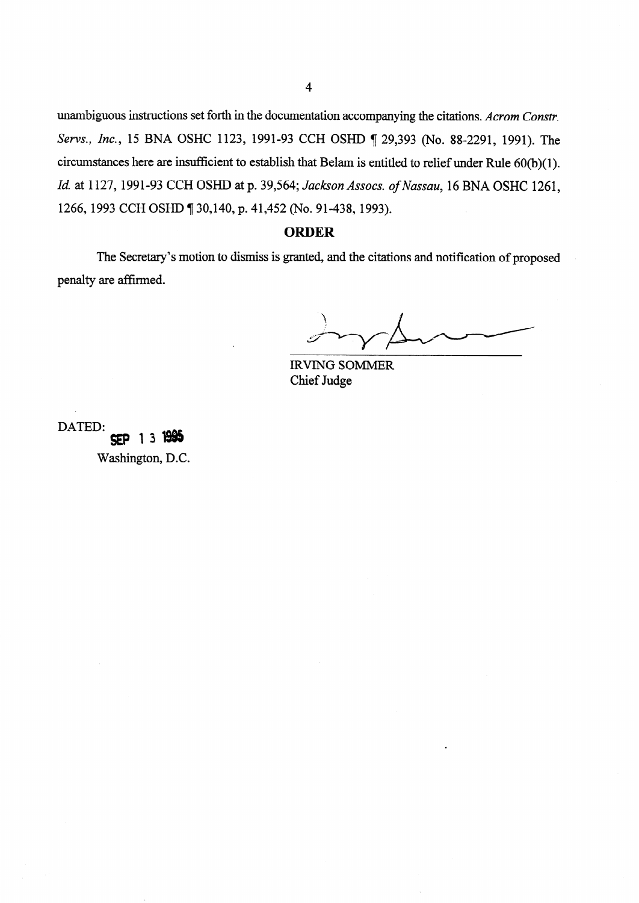unambiguous instructions set forth in the documentation accompanying the citations. *Acrom Constr. Servs., Inc.*, 15 BNA OSHC 1123, 1991-93 CCH OSHD ¶ 29,393 (No. 88-2291, 1991). The circumstances here are insufficient to establish that Belam is entitled to relief under Rule 60(b)(1). *Id.* at 1127, 1991-93 CCH OSHD at p. 39,564; *Jackson Assocs. of Nassau*, 16 BNA OSHC 1261, 1266, 1993 CCH OSHD ¶ 30,140, p. 41,452 (No. 91-438, 1993).

## ORDER

The Secretary's motion to dismiss is granted, and the citations and notification of proposed penalty are affirmed.

IRVING SOMMER
Chief Judge

DATED: SEP 13 1995
Washington, D.C.